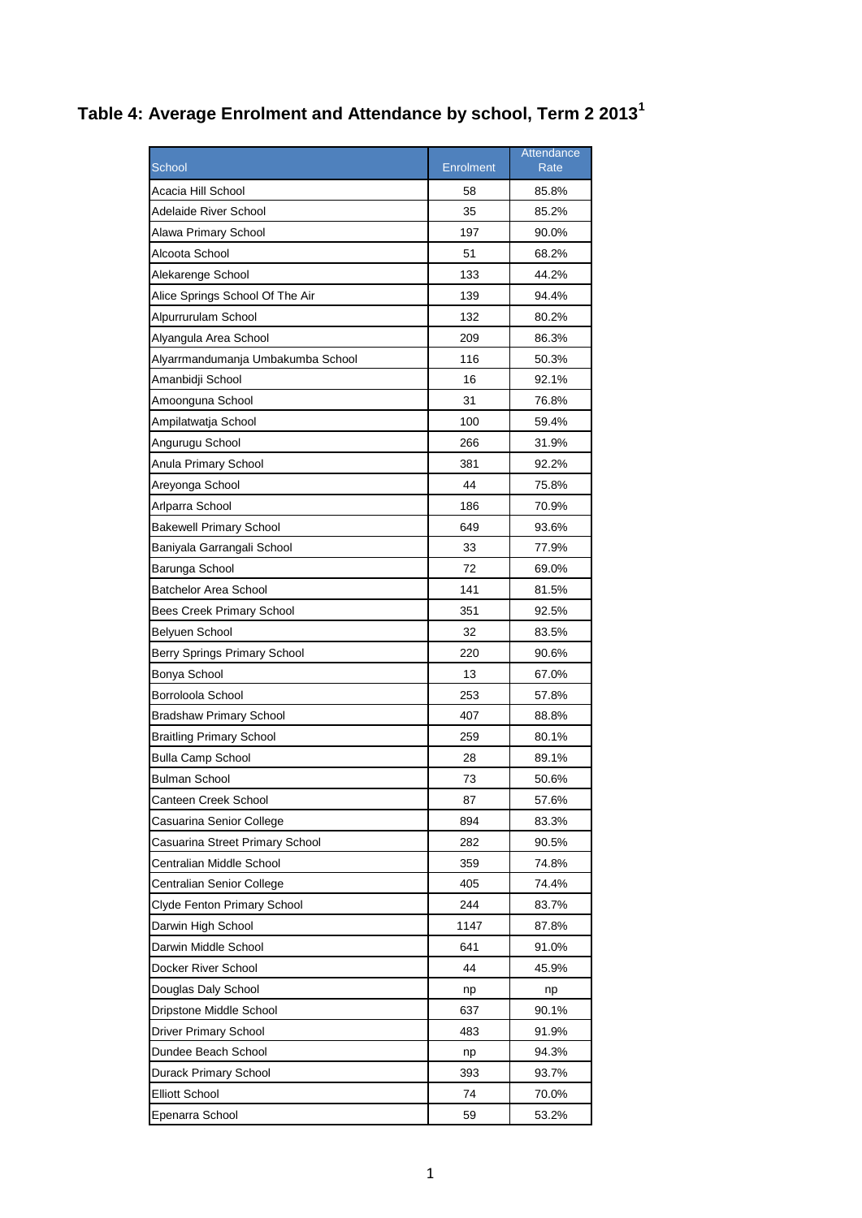# Table 4: Average Enrolment and Attendance by school, Term 2 2013[1]

| School | Enrolment | Attendance Rate |
|---|---|---|
| Acacia Hill School | 58 | 85.8% |
| Adelaide River School | 35 | 85.2% |
| Alawa Primary School | 197 | 90.0% |
| Alcoota School | 51 | 68.2% |
| Alekarenge School | 133 | 44.2% |
| Alice Springs School Of The Air | 139 | 94.4% |
| Alpurrurulam School | 132 | 80.2% |
| Alyangula Area School | 209 | 86.3% |
| Alyarrmandumanja Umbakumba School | 116 | 50.3% |
| Amanbidji School | 16 | 92.1% |
| Amoonguna School | 31 | 76.8% |
| Ampilatwatja School | 100 | 59.4% |
| Angurugu School | 266 | 31.9% |
| Anula Primary School | 381 | 92.2% |
| Areyonga School | 44 | 75.8% |
| Arlparra School | 186 | 70.9% |
| Bakewell Primary School | 649 | 93.6% |
| Baniyala Garrangali School | 33 | 77.9% |
| Barunga School | 72 | 69.0% |
| Batchelor Area School | 141 | 81.5% |
| Bees Creek Primary School | 351 | 92.5% |
| Belyuen School | 32 | 83.5% |
| Berry Springs Primary School | 220 | 90.6% |
| Bonya School | 13 | 67.0% |
| Borroloola School | 253 | 57.8% |
| Bradshaw Primary School | 407 | 88.8% |
| Braitling Primary School | 259 | 80.1% |
| Bulla Camp School | 28 | 89.1% |
| Bulman School | 73 | 50.6% |
| Canteen Creek School | 87 | 57.6% |
| Casuarina Senior College | 894 | 83.3% |
| Casuarina Street Primary School | 282 | 90.5% |
| Centralian Middle School | 359 | 74.8% |
| Centralian Senior College | 405 | 74.4% |
| Clyde Fenton Primary School | 244 | 83.7% |
| Darwin High School | 1147 | 87.8% |
| Darwin Middle School | 641 | 91.0% |
| Docker River School | 44 | 45.9% |
| Douglas Daly School | np | np |
| Dripstone Middle School | 637 | 90.1% |
| Driver Primary School | 483 | 91.9% |
| Dundee Beach School | np | 94.3% |
| Durack Primary School | 393 | 93.7% |
| Elliott School | 74 | 70.0% |
| Epenarra School | 59 | 53.2% |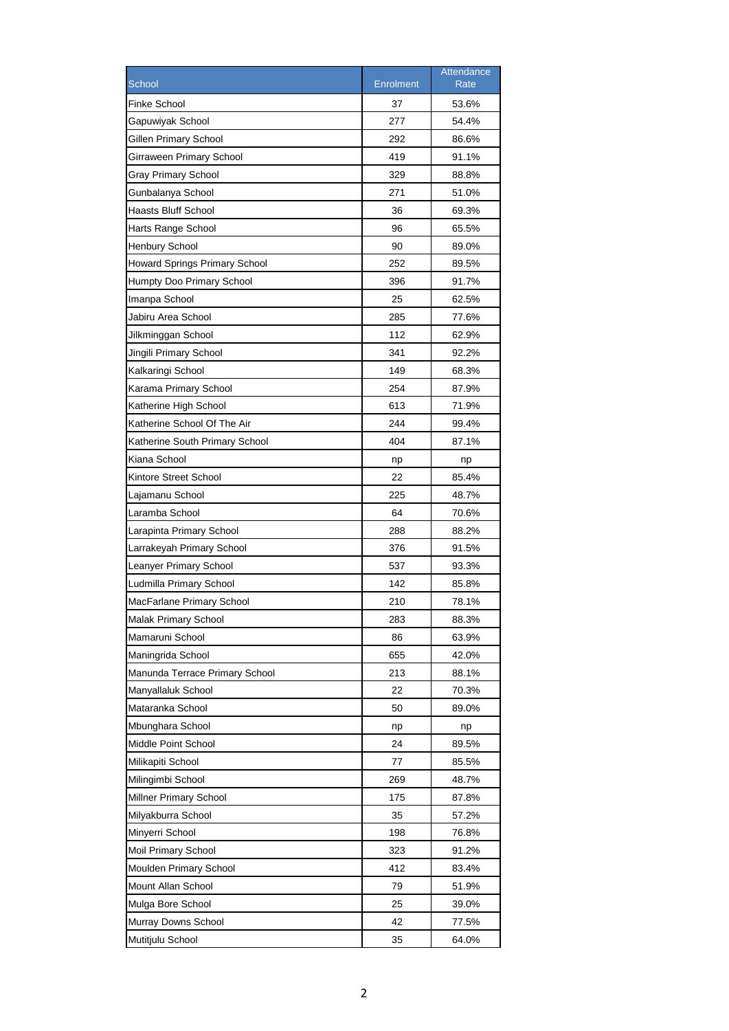| School | Enrolment | Attendance Rate |
|---|---|---|
| Finke School | 37 | 53.6% |
| Gapuwiyak School | 277 | 54.4% |
| Gillen Primary School | 292 | 86.6% |
| Girraween Primary School | 419 | 91.1% |
| Gray Primary School | 329 | 88.8% |
| Gunbalanya School | 271 | 51.0% |
| Haasts Bluff School | 36 | 69.3% |
| Harts Range School | 96 | 65.5% |
| Henbury School | 90 | 89.0% |
| Howard Springs Primary School | 252 | 89.5% |
| Humpty Doo Primary School | 396 | 91.7% |
| Imanpa School | 25 | 62.5% |
| Jabiru Area School | 285 | 77.6% |
| Jilkminggan School | 112 | 62.9% |
| Jingili Primary School | 341 | 92.2% |
| Kalkaringi School | 149 | 68.3% |
| Karama Primary School | 254 | 87.9% |
| Katherine High School | 613 | 71.9% |
| Katherine School Of The Air | 244 | 99.4% |
| Katherine South Primary School | 404 | 87.1% |
| Kiana School | np | np |
| Kintore Street School | 22 | 85.4% |
| Lajamanu School | 225 | 48.7% |
| Laramba School | 64 | 70.6% |
| Larapinta Primary School | 288 | 88.2% |
| Larrakeyah Primary School | 376 | 91.5% |
| Leanyer Primary School | 537 | 93.3% |
| Ludmilla Primary School | 142 | 85.8% |
| MacFarlane Primary School | 210 | 78.1% |
| Malak Primary School | 283 | 88.3% |
| Mamaruni School | 86 | 63.9% |
| Maningrida School | 655 | 42.0% |
| Manunda Terrace Primary School | 213 | 88.1% |
| Manyallaluk School | 22 | 70.3% |
| Mataranka School | 50 | 89.0% |
| Mbunghara School | np | np |
| Middle Point School | 24 | 89.5% |
| Milikapiti School | 77 | 85.5% |
| Milingimbi School | 269 | 48.7% |
| Millner Primary School | 175 | 87.8% |
| Milyakburra School | 35 | 57.2% |
| Minyerri School | 198 | 76.8% |
| Moil Primary School | 323 | 91.2% |
| Moulden Primary School | 412 | 83.4% |
| Mount Allan School | 79 | 51.9% |
| Mulga Bore School | 25 | 39.0% |
| Murray Downs School | 42 | 77.5% |
| Mutitjulu School | 35 | 64.0% |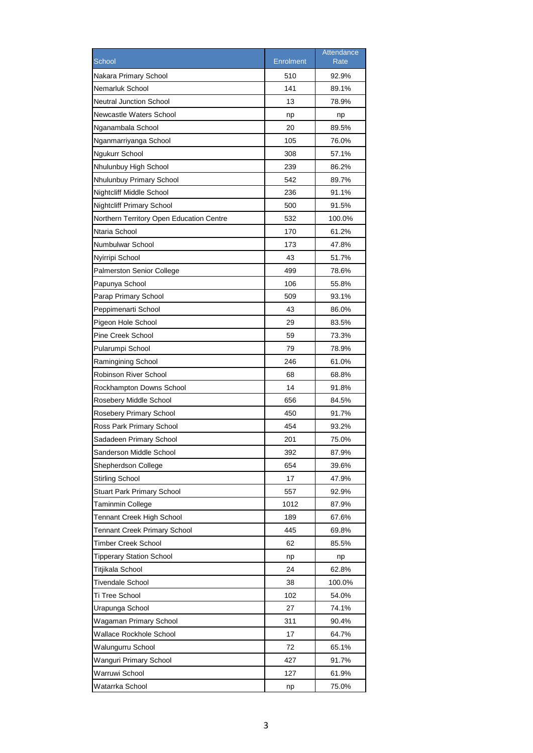| School | Enrolment | Attendance Rate |
|---|---|---|
| Nakara Primary School | 510 | 92.9% |
| Nemarluk School | 141 | 89.1% |
| Neutral Junction School | 13 | 78.9% |
| Newcastle Waters School | np | np |
| Nganambala School | 20 | 89.5% |
| Nganmarriyanga School | 105 | 76.0% |
| Ngukurr School | 308 | 57.1% |
| Nhulunbuy High School | 239 | 86.2% |
| Nhulunbuy Primary School | 542 | 89.7% |
| Nightcliff Middle School | 236 | 91.1% |
| Nightcliff Primary School | 500 | 91.5% |
| Northern Territory Open Education Centre | 532 | 100.0% |
| Ntaria School | 170 | 61.2% |
| Numbulwar School | 173 | 47.8% |
| Nyirripi School | 43 | 51.7% |
| Palmerston Senior College | 499 | 78.6% |
| Papunya School | 106 | 55.8% |
| Parap Primary School | 509 | 93.1% |
| Peppimenarti School | 43 | 86.0% |
| Pigeon Hole School | 29 | 83.5% |
| Pine Creek School | 59 | 73.3% |
| Pularumpi School | 79 | 78.9% |
| Ramingining School | 246 | 61.0% |
| Robinson River School | 68 | 68.8% |
| Rockhampton Downs School | 14 | 91.8% |
| Rosebery Middle School | 656 | 84.5% |
| Rosebery Primary School | 450 | 91.7% |
| Ross Park Primary School | 454 | 93.2% |
| Sadadeen Primary School | 201 | 75.0% |
| Sanderson Middle School | 392 | 87.9% |
| Shepherdson College | 654 | 39.6% |
| Stirling School | 17 | 47.9% |
| Stuart Park Primary School | 557 | 92.9% |
| Taminmin College | 1012 | 87.9% |
| Tennant Creek High School | 189 | 67.6% |
| Tennant Creek Primary School | 445 | 69.8% |
| Timber Creek School | 62 | 85.5% |
| Tipperary Station School | np | np |
| Titjikala School | 24 | 62.8% |
| Tivendale School | 38 | 100.0% |
| Ti Tree School | 102 | 54.0% |
| Urapunga School | 27 | 74.1% |
| Wagaman Primary School | 311 | 90.4% |
| Wallace Rockhole School | 17 | 64.7% |
| Walungurru School | 72 | 65.1% |
| Wanguri Primary School | 427 | 91.7% |
| Warruwi School | 127 | 61.9% |
| Watarrka School | np | 75.0% |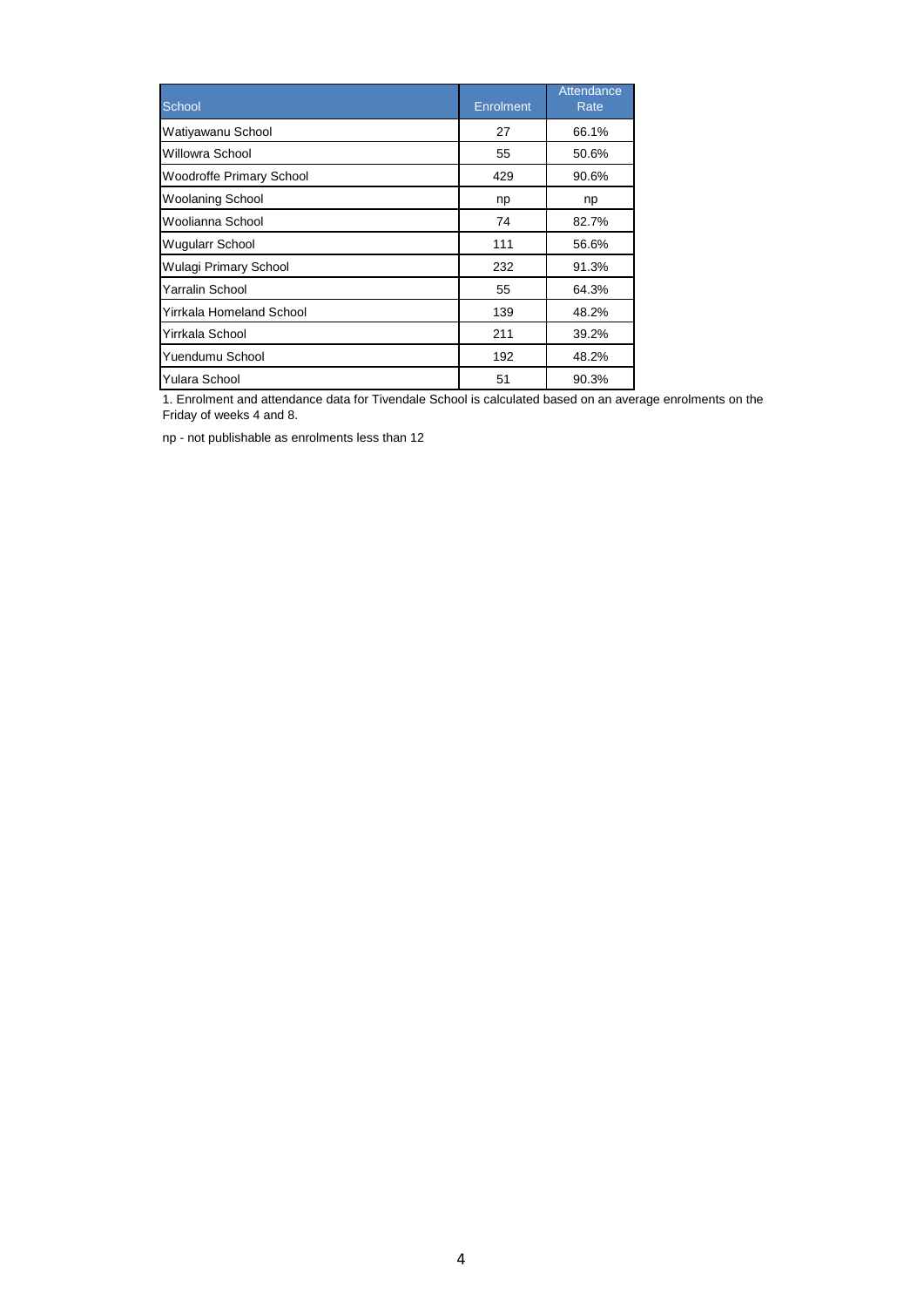| School | Enrolment | Attendance Rate |
| --- | --- | --- |
| Watiyawanu School | 27 | 66.1% |
| Willowra School | 55 | 50.6% |
| Woodroffe Primary School | 429 | 90.6% |
| Woolaning School | np | np |
| Woolianna School | 74 | 82.7% |
| Wugularr School | 111 | 56.6% |
| Wulagi Primary School | 232 | 91.3% |
| Yarralin School | 55 | 64.3% |
| Yirrkala Homeland School | 139 | 48.2% |
| Yirrkala School | 211 | 39.2% |
| Yuendumu School | 192 | 48.2% |
| Yulara School | 51 | 90.3% |

1. Enrolment and attendance data for Tivendale School is calculated based on an average enrolments on the Friday of weeks 4 and 8.

np - not publishable as enrolments less than 12